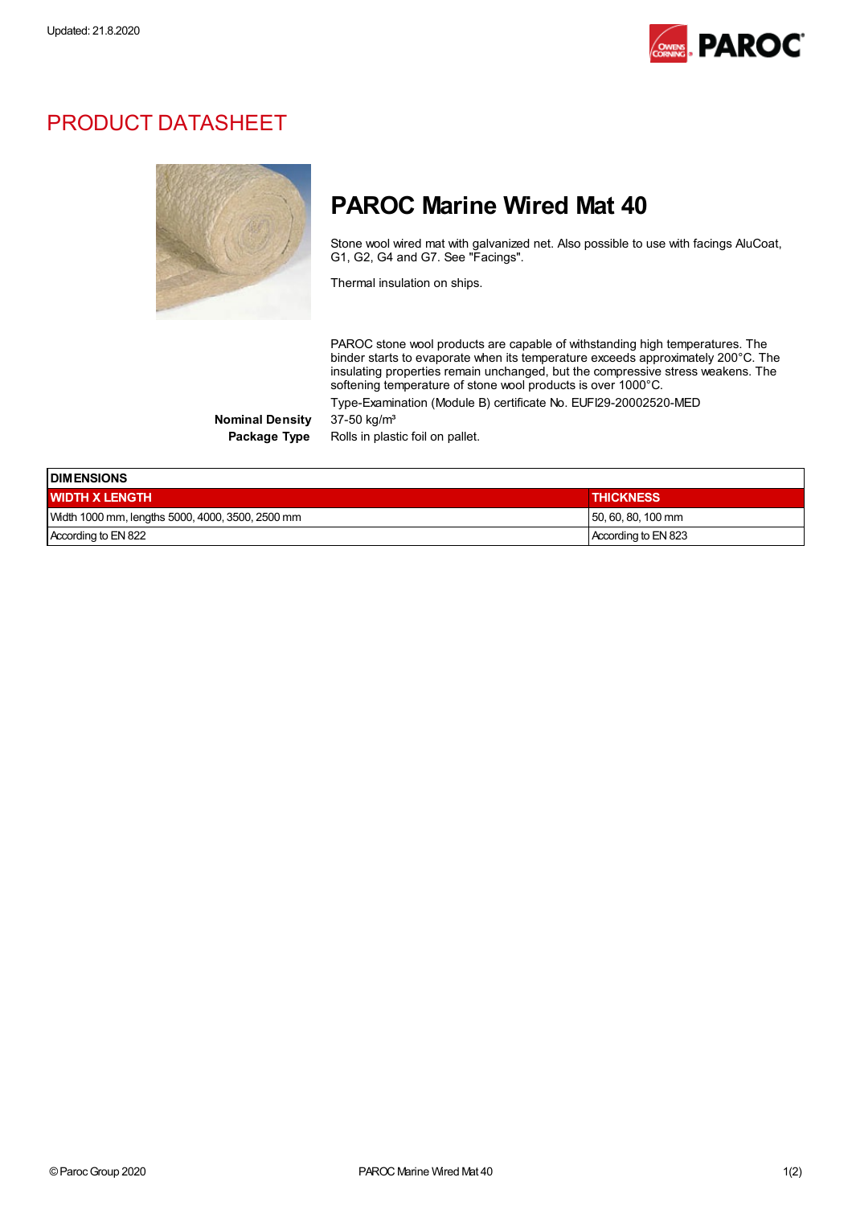Updated: 21.8.2020

# PRODUCT DATASHEET

## PAROC Marine Wired Mat 40

Stone wool wired mat with galvanized net. Also possible to use with facings AluCoat, G1, G2, G4 and G7. See "Facings".

Thermal insulation on ships.

PAROC stone wool products are capable of withstanding high temperatures. The binder starts to evaporate when its temperature exceeds approximately 200°C. The insulating properties remain unchanged, but the compressive stress weakens. The softening temperature of stone wool products is over 1000°C.

Type-Examination (Module B) certificate No. EUFI29-20002520-MED

**Nominal Density** 37-50 kg/m³

**Package Type** Rolls in plastic foil on pallet.

| DIMENSIONS | |
|---|---|
| **WIDTH X LENGTH** | **THICKNESS** |
| Width 1000 mm, lengths 5000, 4000, 3500, 2500 mm | 50, 60, 80, 100 mm |
| According to EN 822 | According to EN 823 |

© Paroc Group 2020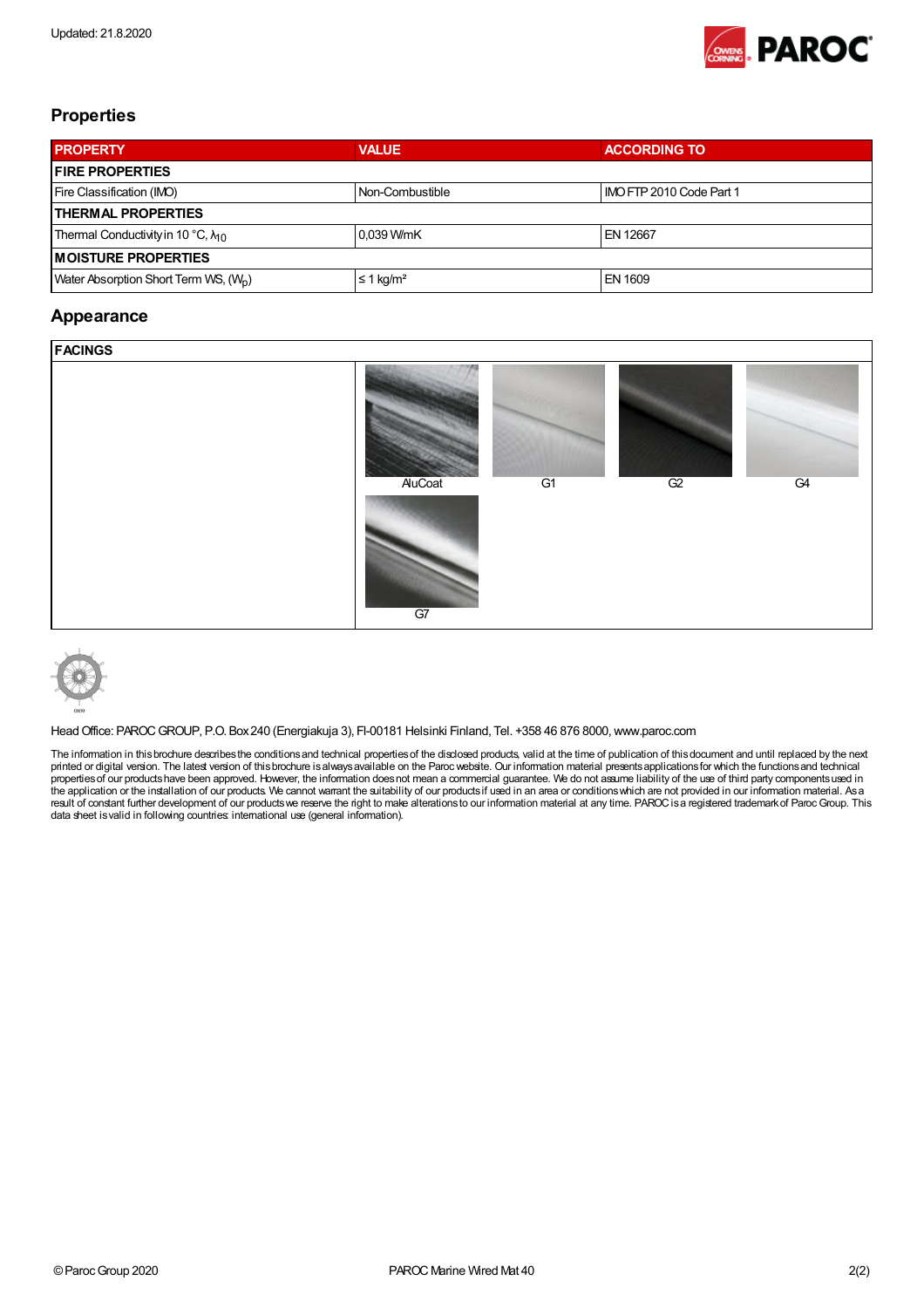Updated: 21.8.2020

## Properties

| PROPERTY | VALUE | ACCORDING TO |
|---|---|---|
| **FIRE PROPERTIES** | | |
| Fire Classification (IMO) | Non-Combustible | IMO FTP 2010 Code Part 1 |
| **THERMAL PROPERTIES** | | |
| Thermal Conductivity in 10 °C, $\lambda_{10}$ | 0,039 W/mK | EN 12667 |
| **MOISTURE PROPERTIES** | | |
| Water Absorption Short Term WS, ($W_p$) | ≤ 1 kg/m² | EN 1609 |

## Appearance

**FACINGS**

AluCoat

G1

G2

G4

G7

Head Office: PAROC GROUP, P.O. Box 240 (Energiakuja 3), FI-00181 Helsinki Finland, Tel. +358 46 876 8000, www.paroc.com

The information in this brochure describes the conditions and technical properties of the disclosed products, valid at the time of publication of this document and until replaced by the next printed or digital version. The latest version of this brochure is always available on the Paroc website. Our information material presents applications for which the functions and technical properties of our products have been approved. However, the information does not mean a commercial guarantee. We do not assume liability of the use of third party components used in the application or the installation of our products. We cannot warrant the suitability of our products if used in an area or conditions which are not provided in our information material. As a result of constant further development of our products we reserve the right to make alterations to our information material at any time. PAROC is a registered trademark of Paroc Group. This data sheet is valid in following countries: international use (general information).

© Paroc Group 2020 PAROC Marine Wired Mat 40